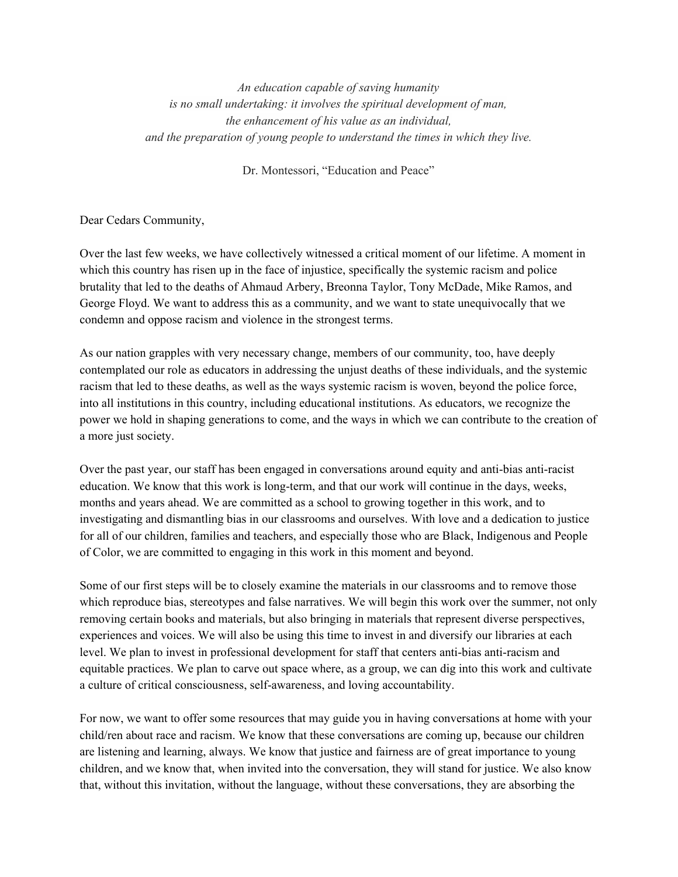*An education capable of saving humanity*
*is no small undertaking: it involves the spiritual development of man,*
*the enhancement of his value as an individual,*
*and the preparation of young people to understand the times in which they live.*

Dr. Montessori, "Education and Peace"

Dear Cedars Community,

Over the last few weeks, we have collectively witnessed a critical moment of our lifetime. A moment in which this country has risen up in the face of injustice, specifically the systemic racism and police brutality that led to the deaths of Ahmaud Arbery, Breonna Taylor, Tony McDade, Mike Ramos, and George Floyd. We want to address this as a community, and we want to state unequivocally that we condemn and oppose racism and violence in the strongest terms.

As our nation grapples with very necessary change, members of our community, too, have deeply contemplated our role as educators in addressing the unjust deaths of these individuals, and the systemic racism that led to these deaths, as well as the ways systemic racism is woven, beyond the police force, into all institutions in this country, including educational institutions. As educators, we recognize the power we hold in shaping generations to come, and the ways in which we can contribute to the creation of a more just society.

Over the past year, our staff has been engaged in conversations around equity and anti-bias anti-racist education. We know that this work is long-term, and that our work will continue in the days, weeks, months and years ahead. We are committed as a school to growing together in this work, and to investigating and dismantling bias in our classrooms and ourselves. With love and a dedication to justice for all of our children, families and teachers, and especially those who are Black, Indigenous and People of Color, we are committed to engaging in this work in this moment and beyond.

Some of our first steps will be to closely examine the materials in our classrooms and to remove those which reproduce bias, stereotypes and false narratives. We will begin this work over the summer, not only removing certain books and materials, but also bringing in materials that represent diverse perspectives, experiences and voices. We will also be using this time to invest in and diversify our libraries at each level. We plan to invest in professional development for staff that centers anti-bias anti-racism and equitable practices. We plan to carve out space where, as a group, we can dig into this work and cultivate a culture of critical consciousness, self-awareness, and loving accountability.

For now, we want to offer some resources that may guide you in having conversations at home with your child/ren about race and racism. We know that these conversations are coming up, because our children are listening and learning, always. We know that justice and fairness are of great importance to young children, and we know that, when invited into the conversation, they will stand for justice. We also know that, without this invitation, without the language, without these conversations, they are absorbing the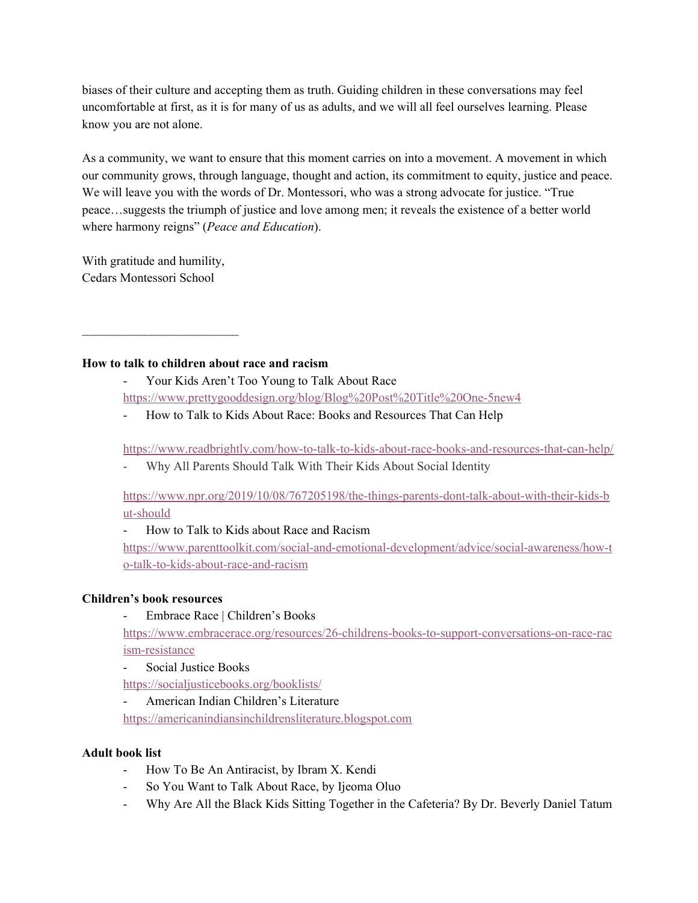biases of their culture and accepting them as truth. Guiding children in these conversations may feel uncomfortable at first, as it is for many of us as adults, and we will all feel ourselves learning. Please know you are not alone.

As a community, we want to ensure that this moment carries on into a movement. A movement in which our community grows, through language, thought and action, its commitment to equity, justice and peace. We will leave you with the words of Dr. Montessori, who was a strong advocate for justice. "True peace…suggests the triumph of justice and love among men; it reveals the existence of a better world where harmony reigns" (*Peace and Education*).

With gratitude and humility,
Cedars Montessori School

---

**How to talk to children about race and racism**

- Your Kids Aren't Too Young to Talk About Race
  https://www.prettygooddesign.org/blog/Blog%20Post%20Title%20One-5new4
- How to Talk to Kids About Race: Books and Resources That Can Help
  https://www.readbrightly.com/how-to-talk-to-kids-about-race-books-and-resources-that-can-help/
- Why All Parents Should Talk With Their Kids About Social Identity
  https://www.npr.org/2019/10/08/767205198/the-things-parents-dont-talk-about-with-their-kids-but-should
- How to Talk to Kids about Race and Racism
  https://www.parenttoolkit.com/social-and-emotional-development/advice/social-awareness/how-to-talk-to-kids-about-race-and-racism

**Children's book resources**

- Embrace Race | Children's Books
  https://www.embracerace.org/resources/26-childrens-books-to-support-conversations-on-race-racism-resistance
- Social Justice Books
  https://socialjusticebooks.org/booklists/
- American Indian Children's Literature
  https://americanindiansinchildrensliterature.blogspot.com

**Adult book list**

- How To Be An Antiracist, by Ibram X. Kendi
- So You Want to Talk About Race, by Ijeoma Oluo
- Why Are All the Black Kids Sitting Together in the Cafeteria? By Dr. Beverly Daniel Tatum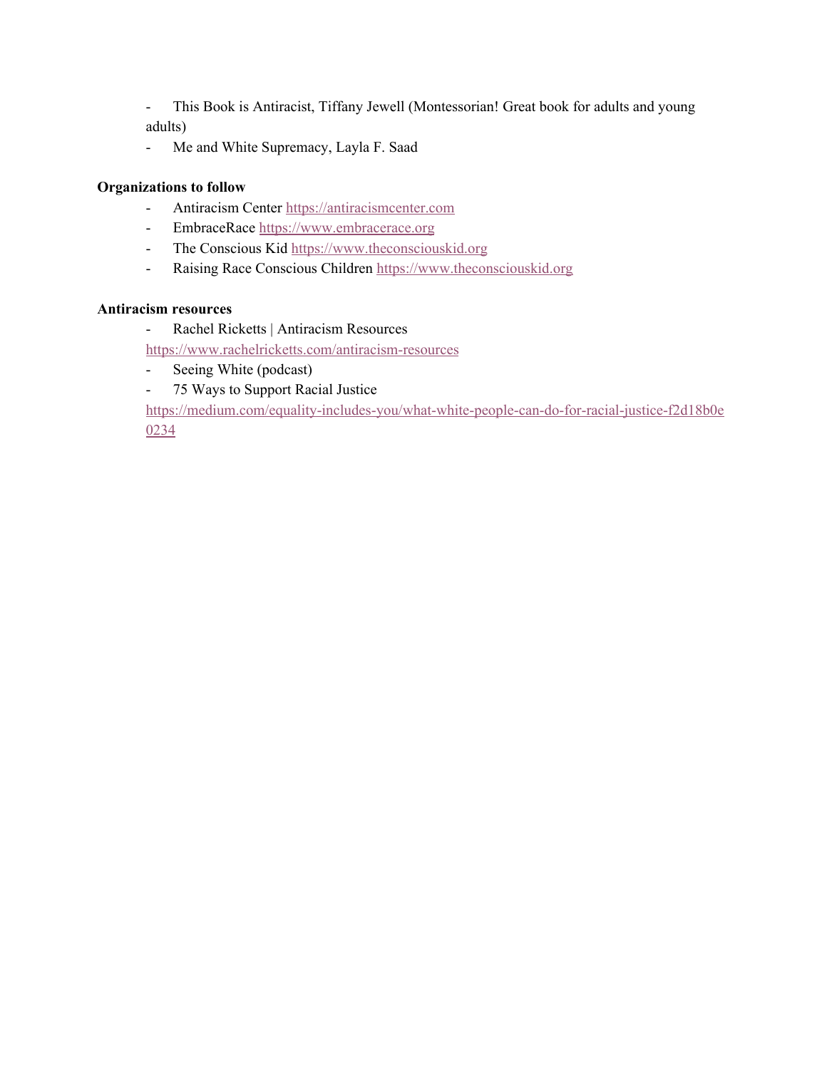- This Book is Antiracist, Tiffany Jewell (Montessorian! Great book for adults and young adults)
- Me and White Supremacy, Layla F. Saad

**Organizations to follow**

- Antiracism Center https://antiracismcenter.com
- EmbraceRace https://www.embracerace.org
- The Conscious Kid https://www.theconsciouskid.org
- Raising Race Conscious Children https://www.theconsciouskid.org

**Antiracism resources**

- Rachel Ricketts | Antiracism Resources https://www.rachelricketts.com/antiracism-resources
- Seeing White (podcast)
- 75 Ways to Support Racial Justice https://medium.com/equality-includes-you/what-white-people-can-do-for-racial-justice-f2d18b0e0234